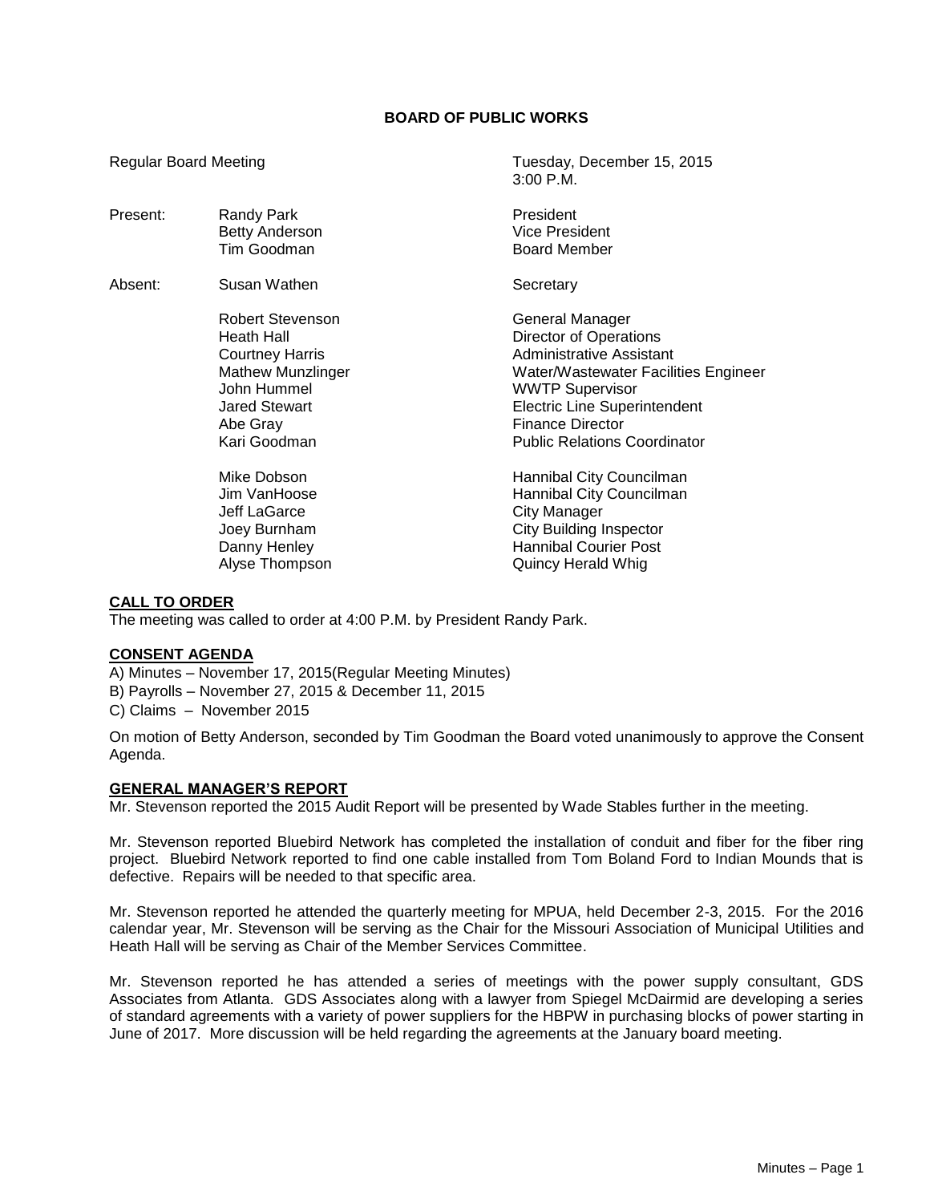# BOARD OF PUBLIC WORKS

Regular Board Meeting — Tuesday, December 15, 2015, 3:00 P.M.

| | | |
|---|---|---|
| Present: | Randy Park | President |
| | Betty Anderson | Vice President |
| | Tim Goodman | Board Member |
| Absent: | Susan Wathen | Secretary |
| | Robert Stevenson | General Manager |
| | Heath Hall | Director of Operations |
| | Courtney Harris | Administrative Assistant |
| | Mathew Munzlinger | Water/Wastewater Facilities Engineer |
| | John Hummel | WWTP Supervisor |
| | Jared Stewart | Electric Line Superintendent |
| | Abe Gray | Finance Director |
| | Kari Goodman | Public Relations Coordinator |
| | Mike Dobson | Hannibal City Councilman |
| | Jim VanHoose | Hannibal City Councilman |
| | Jeff LaGarce | City Manager |
| | Joey Burnham | City Building Inspector |
| | Danny Henley | Hannibal Courier Post |
| | Alyse Thompson | Quincy Herald Whig |

## CALL TO ORDER

The meeting was called to order at 4:00 P.M. by President Randy Park.

## CONSENT AGENDA

A) Minutes – November 17, 2015(Regular Meeting Minutes)
B) Payrolls – November 27, 2015 & December 11, 2015
C) Claims – November 2015

On motion of Betty Anderson, seconded by Tim Goodman the Board voted unanimously to approve the Consent Agenda.

## GENERAL MANAGER'S REPORT

Mr. Stevenson reported the 2015 Audit Report will be presented by Wade Stables further in the meeting.

Mr. Stevenson reported Bluebird Network has completed the installation of conduit and fiber for the fiber ring project. Bluebird Network reported to find one cable installed from Tom Boland Ford to Indian Mounds that is defective. Repairs will be needed to that specific area.

Mr. Stevenson reported he attended the quarterly meeting for MPUA, held December 2-3, 2015. For the 2016 calendar year, Mr. Stevenson will be serving as the Chair for the Missouri Association of Municipal Utilities and Heath Hall will be serving as Chair of the Member Services Committee.

Mr. Stevenson reported he has attended a series of meetings with the power supply consultant, GDS Associates from Atlanta. GDS Associates along with a lawyer from Spiegel McDairmid are developing a series of standard agreements with a variety of power suppliers for the HBPW in purchasing blocks of power starting in June of 2017. More discussion will be held regarding the agreements at the January board meeting.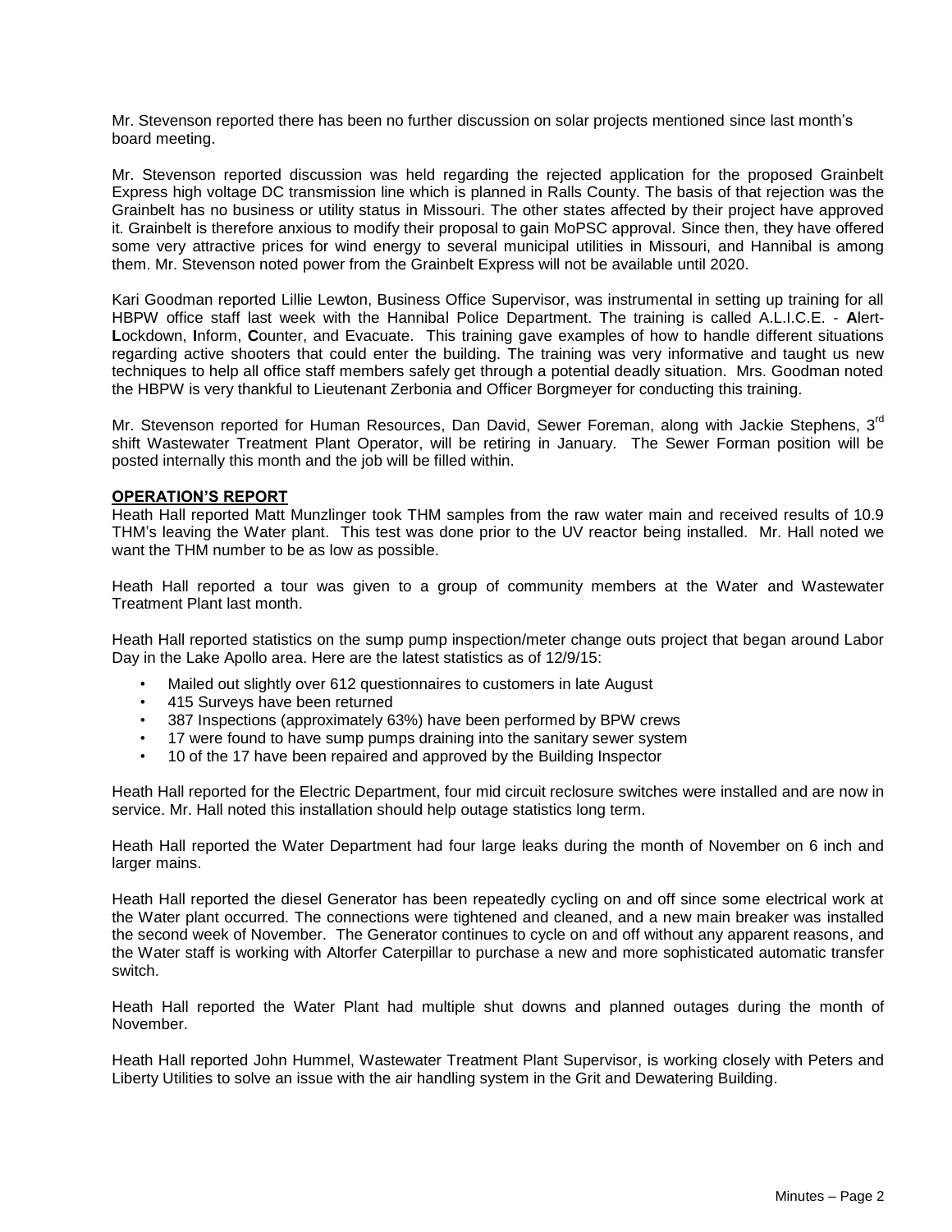Mr. Stevenson reported there has been no further discussion on solar projects mentioned since last month's board meeting.

Mr. Stevenson reported discussion was held regarding the rejected application for the proposed Grainbelt Express high voltage DC transmission line which is planned in Ralls County. The basis of that rejection was the Grainbelt has no business or utility status in Missouri. The other states affected by their project have approved it. Grainbelt is therefore anxious to modify their proposal to gain MoPSC approval. Since then, they have offered some very attractive prices for wind energy to several municipal utilities in Missouri, and Hannibal is among them. Mr. Stevenson noted power from the Grainbelt Express will not be available until 2020.

Kari Goodman reported Lillie Lewton, Business Office Supervisor, was instrumental in setting up training for all HBPW office staff last week with the Hannibal Police Department. The training is called A.L.I.C.E. - **A**lert-**L**ockdown, **I**nform, **C**ounter, and Evacuate. This training gave examples of how to handle different situations regarding active shooters that could enter the building. The training was very informative and taught us new techniques to help all office staff members safely get through a potential deadly situation. Mrs. Goodman noted the HBPW is very thankful to Lieutenant Zerbonia and Officer Borgmeyer for conducting this training.

Mr. Stevenson reported for Human Resources, Dan David, Sewer Foreman, along with Jackie Stephens, 3rd shift Wastewater Treatment Plant Operator, will be retiring in January. The Sewer Forman position will be posted internally this month and the job will be filled within.

## OPERATION'S REPORT

Heath Hall reported Matt Munzlinger took THM samples from the raw water main and received results of 10.9 THM's leaving the Water plant. This test was done prior to the UV reactor being installed. Mr. Hall noted we want the THM number to be as low as possible.

Heath Hall reported a tour was given to a group of community members at the Water and Wastewater Treatment Plant last month.

Heath Hall reported statistics on the sump pump inspection/meter change outs project that began around Labor Day in the Lake Apollo area. Here are the latest statistics as of 12/9/15:

- Mailed out slightly over 612 questionnaires to customers in late August
- 415 Surveys have been returned
- 387 Inspections (approximately 63%) have been performed by BPW crews
- 17 were found to have sump pumps draining into the sanitary sewer system
- 10 of the 17 have been repaired and approved by the Building Inspector

Heath Hall reported for the Electric Department, four mid circuit reclosure switches were installed and are now in service. Mr. Hall noted this installation should help outage statistics long term.

Heath Hall reported the Water Department had four large leaks during the month of November on 6 inch and larger mains.

Heath Hall reported the diesel Generator has been repeatedly cycling on and off since some electrical work at the Water plant occurred. The connections were tightened and cleaned, and a new main breaker was installed the second week of November. The Generator continues to cycle on and off without any apparent reasons, and the Water staff is working with Altorfer Caterpillar to purchase a new and more sophisticated automatic transfer switch.

Heath Hall reported the Water Plant had multiple shut downs and planned outages during the month of November.

Heath Hall reported John Hummel, Wastewater Treatment Plant Supervisor, is working closely with Peters and Liberty Utilities to solve an issue with the air handling system in the Grit and Dewatering Building.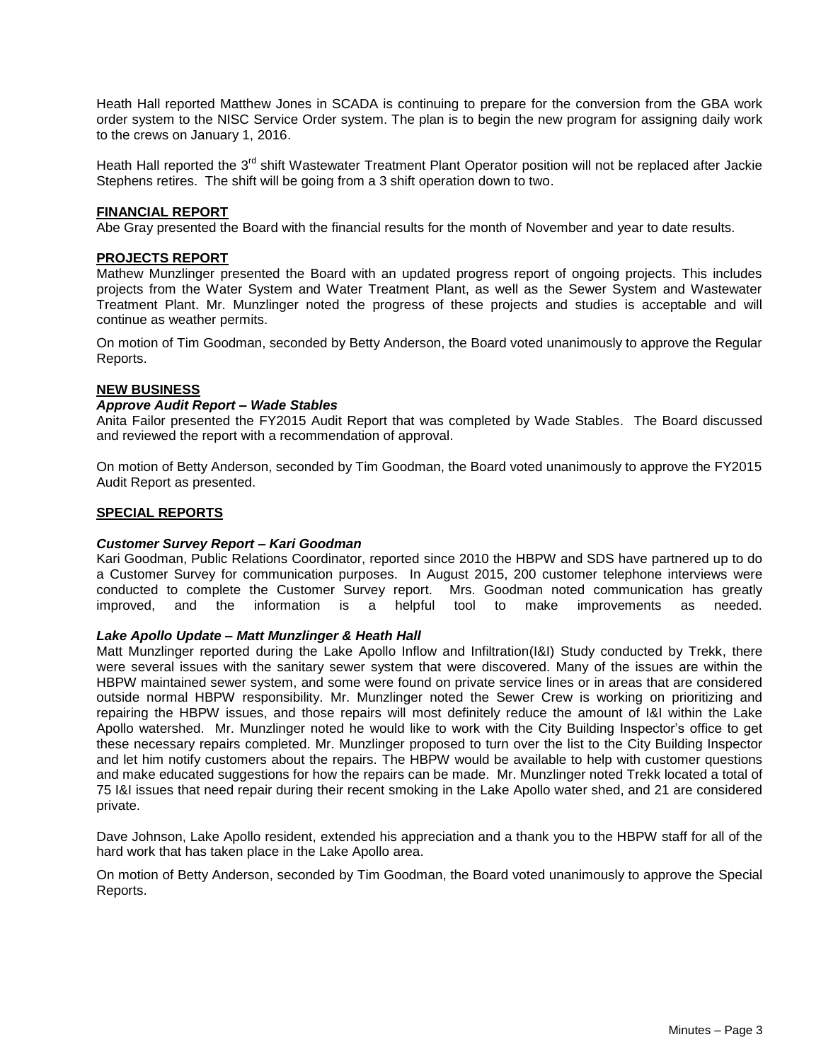Heath Hall reported Matthew Jones in SCADA is continuing to prepare for the conversion from the GBA work order system to the NISC Service Order system. The plan is to begin the new program for assigning daily work to the crews on January 1, 2016.

Heath Hall reported the 3rd shift Wastewater Treatment Plant Operator position will not be replaced after Jackie Stephens retires. The shift will be going from a 3 shift operation down to two.

**FINANCIAL REPORT**

Abe Gray presented the Board with the financial results for the month of November and year to date results.

**PROJECTS REPORT**

Mathew Munzlinger presented the Board with an updated progress report of ongoing projects. This includes projects from the Water System and Water Treatment Plant, as well as the Sewer System and Wastewater Treatment Plant. Mr. Munzlinger noted the progress of these projects and studies is acceptable and will continue as weather permits.

On motion of Tim Goodman, seconded by Betty Anderson, the Board voted unanimously to approve the Regular Reports.

**NEW BUSINESS**

***Approve Audit Report – Wade Stables***

Anita Failor presented the FY2015 Audit Report that was completed by Wade Stables. The Board discussed and reviewed the report with a recommendation of approval.

On motion of Betty Anderson, seconded by Tim Goodman, the Board voted unanimously to approve the FY2015 Audit Report as presented.

**SPECIAL REPORTS**

***Customer Survey Report – Kari Goodman***

Kari Goodman, Public Relations Coordinator, reported since 2010 the HBPW and SDS have partnered up to do a Customer Survey for communication purposes. In August 2015, 200 customer telephone interviews were conducted to complete the Customer Survey report. Mrs. Goodman noted communication has greatly improved, and the information is a helpful tool to make improvements as needed.

***Lake Apollo Update – Matt Munzlinger & Heath Hall***

Matt Munzlinger reported during the Lake Apollo Inflow and Infiltration(I&I) Study conducted by Trekk, there were several issues with the sanitary sewer system that were discovered. Many of the issues are within the HBPW maintained sewer system, and some were found on private service lines or in areas that are considered outside normal HBPW responsibility. Mr. Munzlinger noted the Sewer Crew is working on prioritizing and repairing the HBPW issues, and those repairs will most definitely reduce the amount of I&I within the Lake Apollo watershed. Mr. Munzlinger noted he would like to work with the City Building Inspector's office to get these necessary repairs completed. Mr. Munzlinger proposed to turn over the list to the City Building Inspector and let him notify customers about the repairs. The HBPW would be available to help with customer questions and make educated suggestions for how the repairs can be made. Mr. Munzlinger noted Trekk located a total of 75 I&I issues that need repair during their recent smoking in the Lake Apollo water shed, and 21 are considered private.

Dave Johnson, Lake Apollo resident, extended his appreciation and a thank you to the HBPW staff for all of the hard work that has taken place in the Lake Apollo area.

On motion of Betty Anderson, seconded by Tim Goodman, the Board voted unanimously to approve the Special Reports.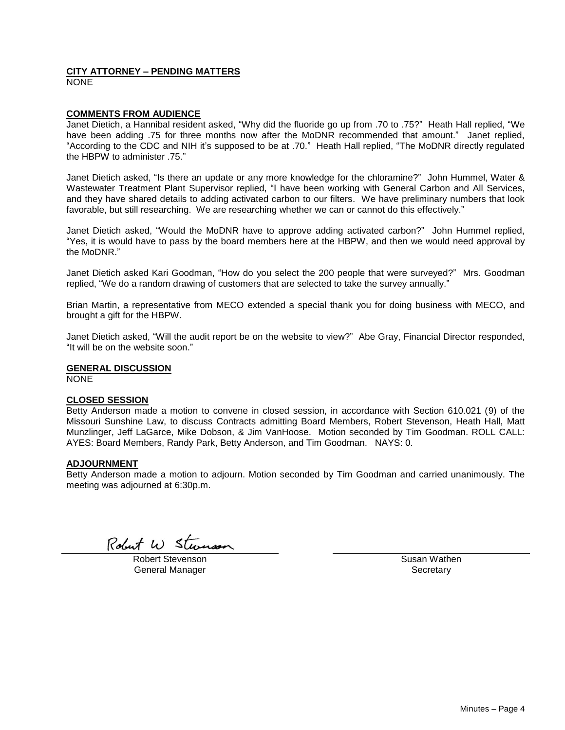**CITY ATTORNEY – PENDING MATTERS**
NONE

**COMMENTS FROM AUDIENCE**
Janet Dietich, a Hannibal resident asked, "Why did the fluoride go up from .70 to .75?" Heath Hall replied, "We have been adding .75 for three months now after the MoDNR recommended that amount." Janet replied, "According to the CDC and NIH it's supposed to be at .70." Heath Hall replied, "The MoDNR directly regulated the HBPW to administer .75."

Janet Dietich asked, "Is there an update or any more knowledge for the chloramine?" John Hummel, Water & Wastewater Treatment Plant Supervisor replied, "I have been working with General Carbon and All Services, and they have shared details to adding activated carbon to our filters. We have preliminary numbers that look favorable, but still researching. We are researching whether we can or cannot do this effectively."

Janet Dietich asked, "Would the MoDNR have to approve adding activated carbon?" John Hummel replied, "Yes, it is would have to pass by the board members here at the HBPW, and then we would need approval by the MoDNR."

Janet Dietich asked Kari Goodman, "How do you select the 200 people that were surveyed?" Mrs. Goodman replied, "We do a random drawing of customers that are selected to take the survey annually."

Brian Martin, a representative from MECO extended a special thank you for doing business with MECO, and brought a gift for the HBPW.

Janet Dietich asked, "Will the audit report be on the website to view?" Abe Gray, Financial Director responded, "It will be on the website soon."

**GENERAL DISCUSSION**
NONE

**CLOSED SESSION**
Betty Anderson made a motion to convene in closed session, in accordance with Section 610.021 (9) of the Missouri Sunshine Law, to discuss Contracts admitting Board Members, Robert Stevenson, Heath Hall, Matt Munzlinger, Jeff LaGarce, Mike Dobson, & Jim VanHoose. Motion seconded by Tim Goodman. ROLL CALL: AYES: Board Members, Randy Park, Betty Anderson, and Tim Goodman. NAYS: 0.

**ADJOURNMENT**
Betty Anderson made a motion to adjourn. Motion seconded by Tim Goodman and carried unanimously. The meeting was adjourned at 6:30p.m.

Robert W Stevenson

Robert Stevenson
General Manager

Susan Wathen
Secretary